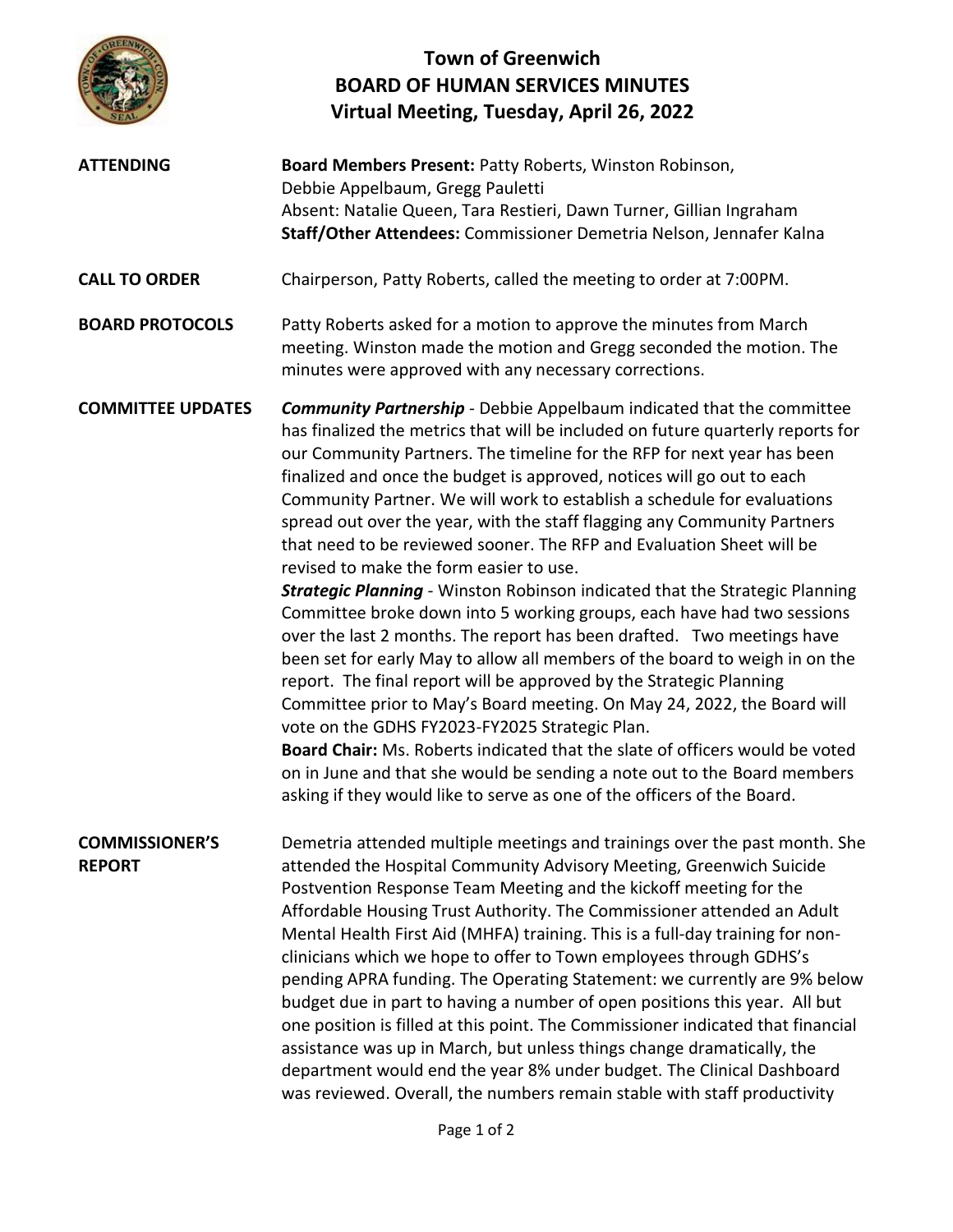# Town of Greenwich
## BOARD OF HUMAN SERVICES MINUTES
### Virtual Meeting, Tuesday, April 26, 2022

**ATTENDING**

**Board Members Present:** Patty Roberts, Winston Robinson, Debbie Appelbaum, Gregg Pauletti
Absent: Natalie Queen, Tara Restieri, Dawn Turner, Gillian Ingraham
**Staff/Other Attendees:** Commissioner Demetria Nelson, Jennafer Kalna

**CALL TO ORDER**

Chairperson, Patty Roberts, called the meeting to order at 7:00PM.

**BOARD PROTOCOLS**

Patty Roberts asked for a motion to approve the minutes from March meeting. Winston made the motion and Gregg seconded the motion. The minutes were approved with any necessary corrections.

**COMMITTEE UPDATES**

***Community Partnership*** - Debbie Appelbaum indicated that the committee has finalized the metrics that will be included on future quarterly reports for our Community Partners. The timeline for the RFP for next year has been finalized and once the budget is approved, notices will go out to each Community Partner. We will work to establish a schedule for evaluations spread out over the year, with the staff flagging any Community Partners that need to be reviewed sooner. The RFP and Evaluation Sheet will be revised to make the form easier to use.

***Strategic Planning*** - Winston Robinson indicated that the Strategic Planning Committee broke down into 5 working groups, each have had two sessions over the last 2 months. The report has been drafted. Two meetings have been set for early May to allow all members of the board to weigh in on the report. The final report will be approved by the Strategic Planning Committee prior to May's Board meeting. On May 24, 2022, the Board will vote on the GDHS FY2023-FY2025 Strategic Plan.

**Board Chair:** Ms. Roberts indicated that the slate of officers would be voted on in June and that she would be sending a note out to the Board members asking if they would like to serve as one of the officers of the Board.

**COMMISSIONER'S REPORT**

Demetria attended multiple meetings and trainings over the past month. She attended the Hospital Community Advisory Meeting, Greenwich Suicide Postvention Response Team Meeting and the kickoff meeting for the Affordable Housing Trust Authority. The Commissioner attended an Adult Mental Health First Aid (MHFA) training. This is a full-day training for non-clinicians which we hope to offer to Town employees through GDHS's pending APRA funding. The Operating Statement: we currently are 9% below budget due in part to having a number of open positions this year. All but one position is filled at this point. The Commissioner indicated that financial assistance was up in March, but unless things change dramatically, the department would end the year 8% under budget. The Clinical Dashboard was reviewed. Overall, the numbers remain stable with staff productivity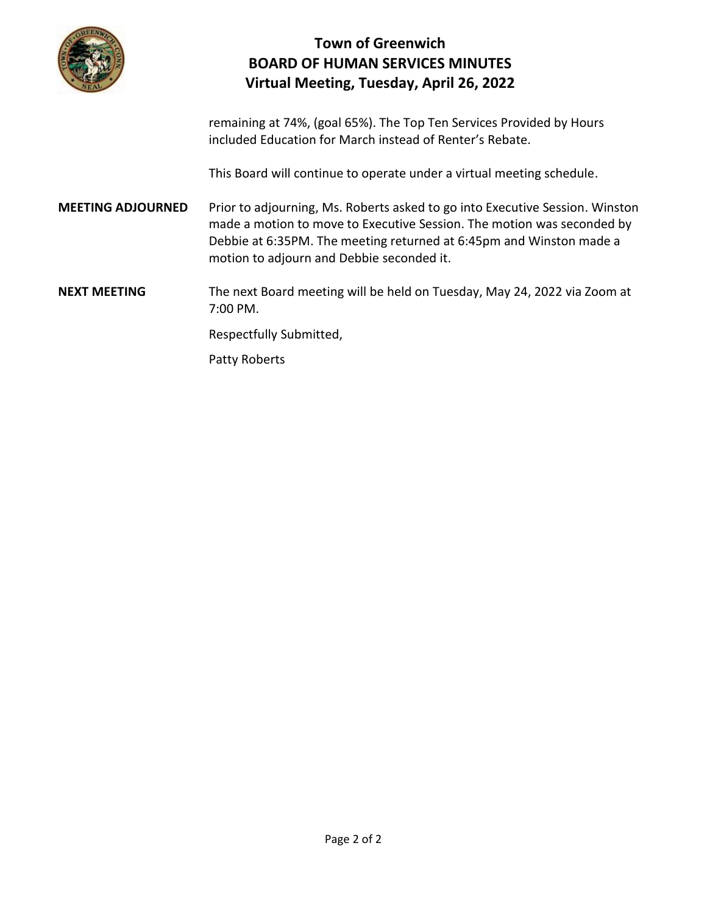remaining at 74%, (goal 65%). The Top Ten Services Provided by Hours included Education for March instead of Renter's Rebate.

This Board will continue to operate under a virtual meeting schedule.

**MEETING ADJOURNED** Prior to adjourning, Ms. Roberts asked to go into Executive Session. Winston made a motion to move to Executive Session. The motion was seconded by Debbie at 6:35PM. The meeting returned at 6:45pm and Winston made a motion to adjourn and Debbie seconded it.

**NEXT MEETING** The next Board meeting will be held on Tuesday, May 24, 2022 via Zoom at 7:00 PM.

Respectfully Submitted,

Patty Roberts